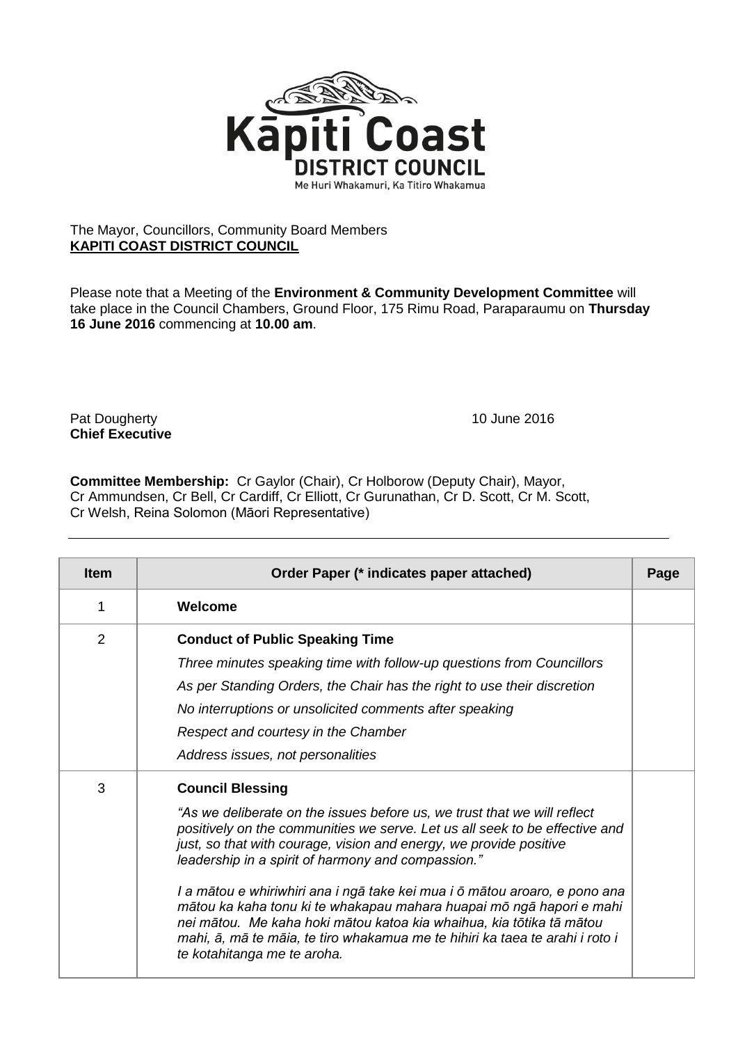The Mayor, Councillors, Community Board Members
**KAPITI COAST DISTRICT COUNCIL**

Please note that a Meeting of the **Environment & Community Development Committee** will take place in the Council Chambers, Ground Floor, 175 Rimu Road, Paraparaumu on **Thursday 16 June 2016** commencing at **10.00 am**.

Pat Dougherty
**Chief Executive**

10 June 2016

**Committee Membership:** Cr Gaylor (Chair), Cr Holborow (Deputy Chair), Mayor, Cr Ammundsen, Cr Bell, Cr Cardiff, Cr Elliott, Cr Gurunathan, Cr D. Scott, Cr M. Scott, Cr Welsh, Reina Solomon (Māori Representative)

| Item | Order Paper (* indicates paper attached) | Page |
|---|---|---|
| 1 | **Welcome** | |
| 2 | **Conduct of Public Speaking Time**<br>*Three minutes speaking time with follow-up questions from Councillors*<br>*As per Standing Orders, the Chair has the right to use their discretion*<br>*No interruptions or unsolicited comments after speaking*<br>*Respect and courtesy in the Chamber*<br>*Address issues, not personalities* | |
| 3 | **Council Blessing**<br>*"As we deliberate on the issues before us, we trust that we will reflect positively on the communities we serve. Let us all seek to be effective and just, so that with courage, vision and energy, we provide positive leadership in a spirit of harmony and compassion."*<br>*I a mātou e whiriwhiri ana i ngā take kei mua i ō mātou aroaro, e pono ana mātou ka kaha tonu ki te whakapau mahara huapai mō ngā hapori e mahi nei mātou. Me kaha hoki mātou katoa kia whaihua, kia tōtika tā mātou mahi, ā, mā te māia, te tiro whakamua me te hihiri ka taea te arahi i roto i te kotahitanga me te aroha.* | |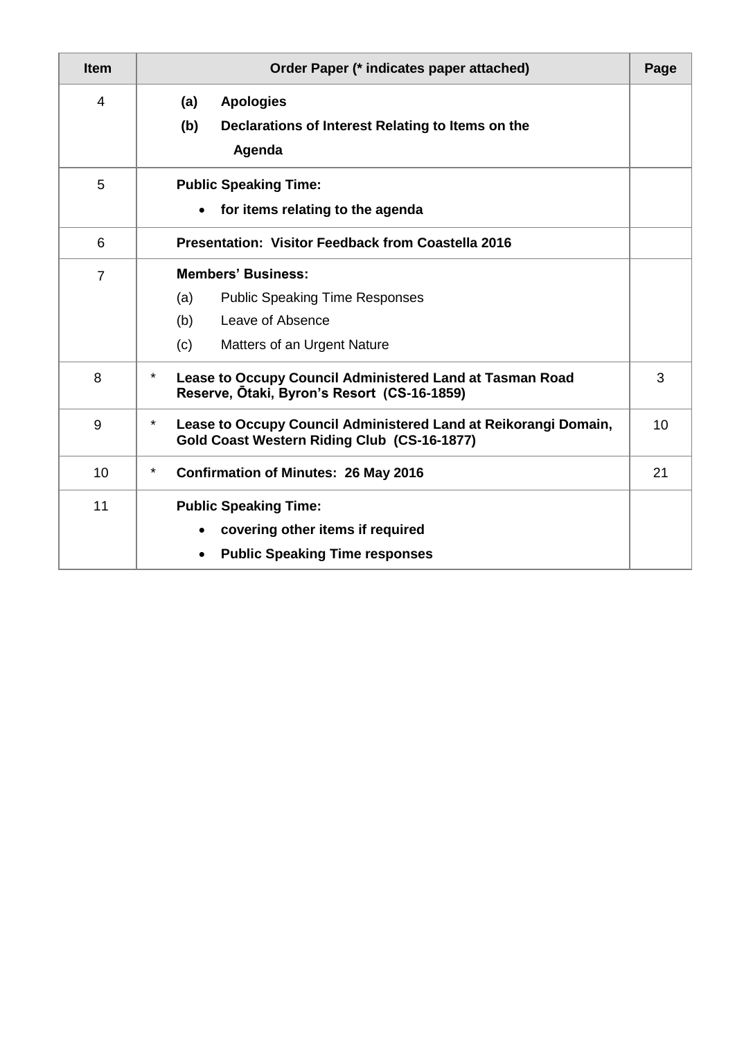| Item | Order Paper (* indicates paper attached) | Page |
|---|---|---|
| 4 | **(a) Apologies**<br>**(b) Declarations of Interest Relating to Items on the Agenda** | |
| 5 | **Public Speaking Time:**<br>• **for items relating to the agenda** | |
| 6 | **Presentation: Visitor Feedback from Coastella 2016** | |
| 7 | **Members' Business:**<br>(a) Public Speaking Time Responses<br>(b) Leave of Absence<br>(c) Matters of an Urgent Nature | |
| 8 | * **Lease to Occupy Council Administered Land at Tasman Road Reserve, Ōtaki, Byron's Resort (CS-16-1859)** | 3 |
| 9 | * **Lease to Occupy Council Administered Land at Reikorangi Domain, Gold Coast Western Riding Club (CS-16-1877)** | 10 |
| 10 | * **Confirmation of Minutes: 26 May 2016** | 21 |
| 11 | **Public Speaking Time:**<br>• **covering other items if required**<br>• **Public Speaking Time responses** | |